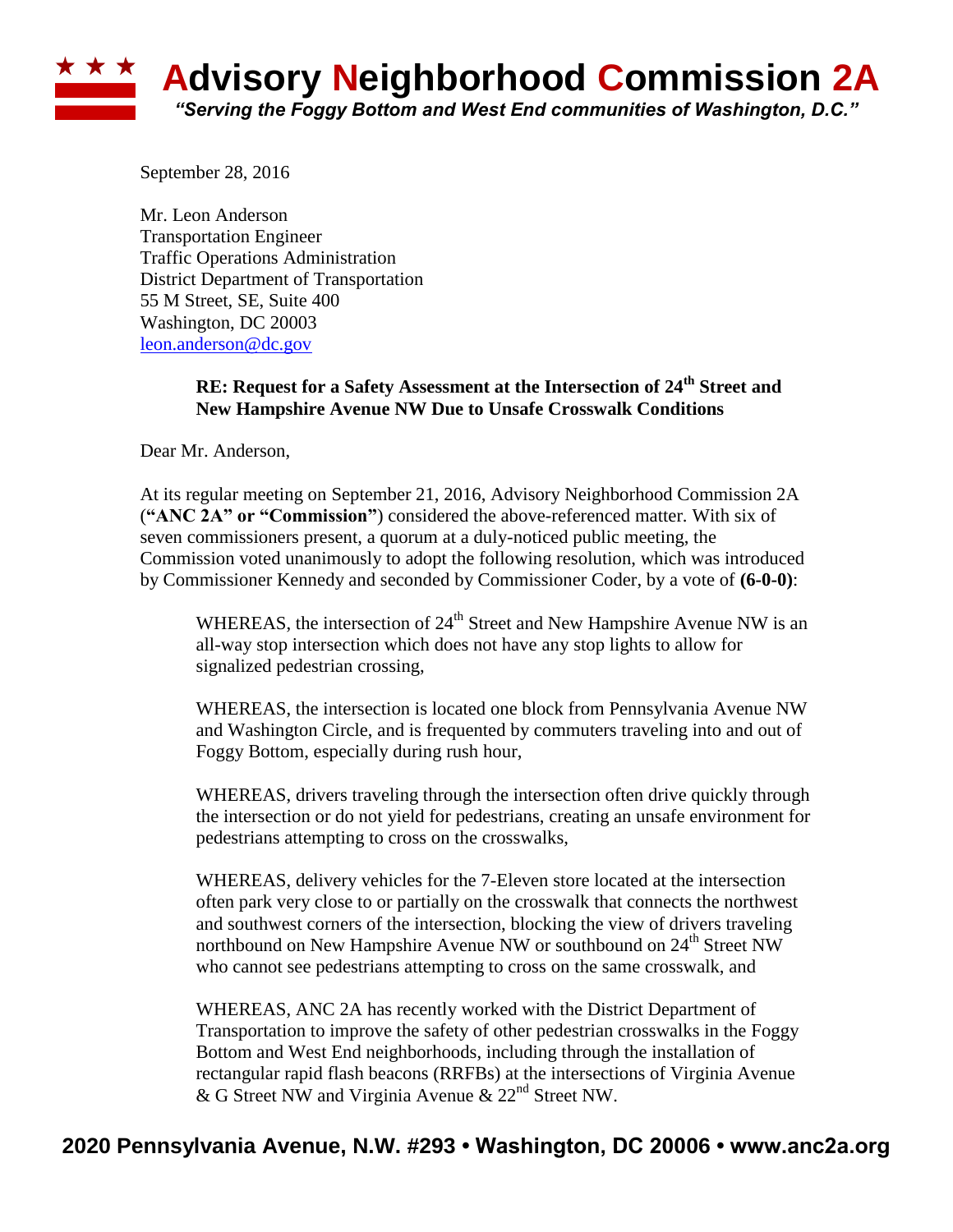# Advisory Neighborhood Commission 2A

*"Serving the Foggy Bottom and West End communities of Washington, D.C."*

September 28, 2016

Mr. Leon Anderson
Transportation Engineer
Traffic Operations Administration
District Department of Transportation
55 M Street, SE, Suite 400
Washington, DC 20003
leon.anderson@dc.gov

**RE: Request for a Safety Assessment at the Intersection of 24th Street and New Hampshire Avenue NW Due to Unsafe Crosswalk Conditions**

Dear Mr. Anderson,

At its regular meeting on September 21, 2016, Advisory Neighborhood Commission 2A (**"ANC 2A" or "Commission"**) considered the above-referenced matter. With six of seven commissioners present, a quorum at a duly-noticed public meeting, the Commission voted unanimously to adopt the following resolution, which was introduced by Commissioner Kennedy and seconded by Commissioner Coder, by a vote of **(6-0-0)**:

> WHEREAS, the intersection of 24th Street and New Hampshire Avenue NW is an all-way stop intersection which does not have any stop lights to allow for signalized pedestrian crossing,
>
> WHEREAS, the intersection is located one block from Pennsylvania Avenue NW and Washington Circle, and is frequented by commuters traveling into and out of Foggy Bottom, especially during rush hour,
>
> WHEREAS, drivers traveling through the intersection often drive quickly through the intersection or do not yield for pedestrians, creating an unsafe environment for pedestrians attempting to cross on the crosswalks,
>
> WHEREAS, delivery vehicles for the 7-Eleven store located at the intersection often park very close to or partially on the crosswalk that connects the northwest and southwest corners of the intersection, blocking the view of drivers traveling northbound on New Hampshire Avenue NW or southbound on 24th Street NW who cannot see pedestrians attempting to cross on the same crosswalk, and
>
> WHEREAS, ANC 2A has recently worked with the District Department of Transportation to improve the safety of other pedestrian crosswalks in the Foggy Bottom and West End neighborhoods, including through the installation of rectangular rapid flash beacons (RRFBs) at the intersections of Virginia Avenue & G Street NW and Virginia Avenue & 22nd Street NW.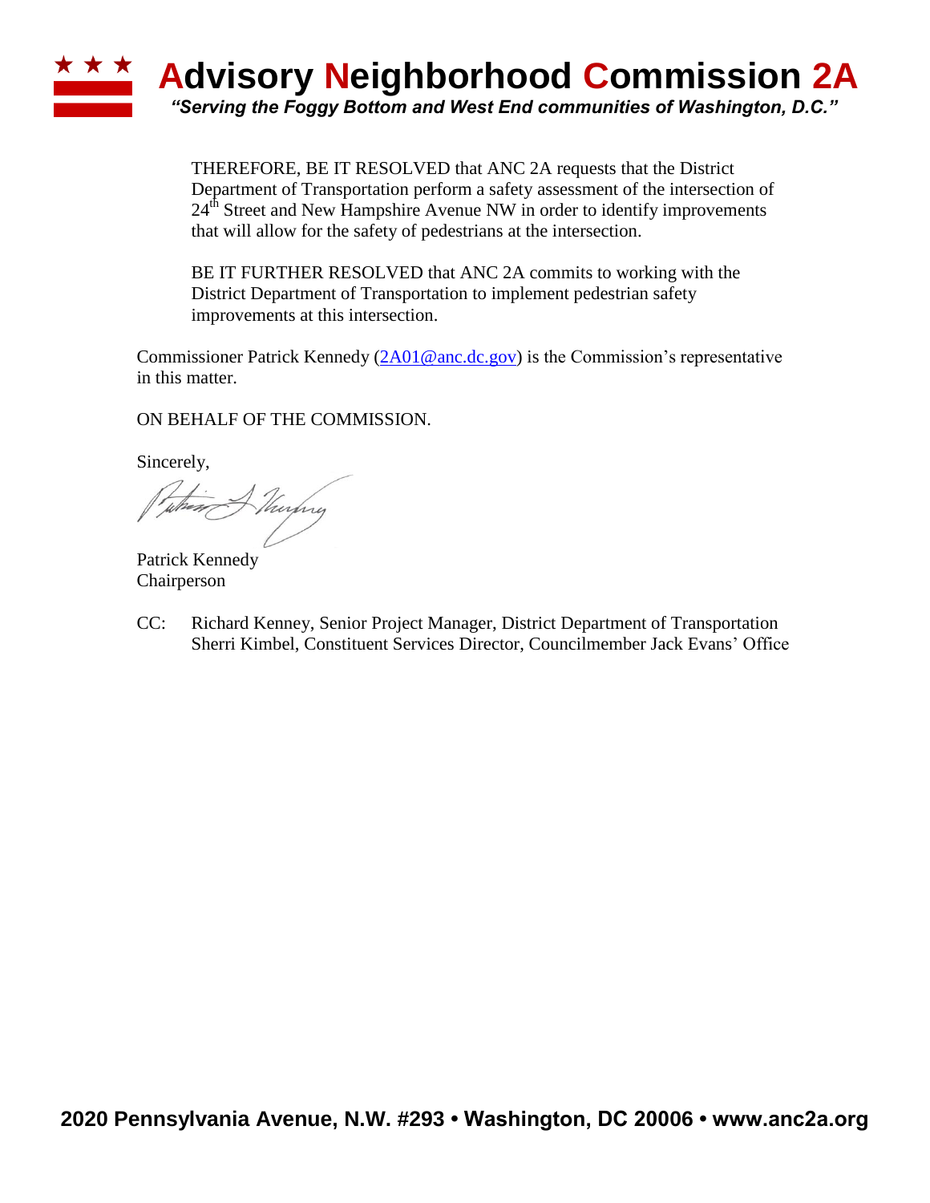THEREFORE, BE IT RESOLVED that ANC 2A requests that the District Department of Transportation perform a safety assessment of the intersection of 24th Street and New Hampshire Avenue NW in order to identify improvements that will allow for the safety of pedestrians at the intersection.

BE IT FURTHER RESOLVED that ANC 2A commits to working with the District Department of Transportation to implement pedestrian safety improvements at this intersection.

Commissioner Patrick Kennedy (2A01@anc.dc.gov) is the Commission's representative in this matter.

ON BEHALF OF THE COMMISSION.

Sincerely,

Patrick Kennedy
Chairperson

CC: Richard Kenney, Senior Project Manager, District Department of Transportation
Sherri Kimbel, Constituent Services Director, Councilmember Jack Evans' Office